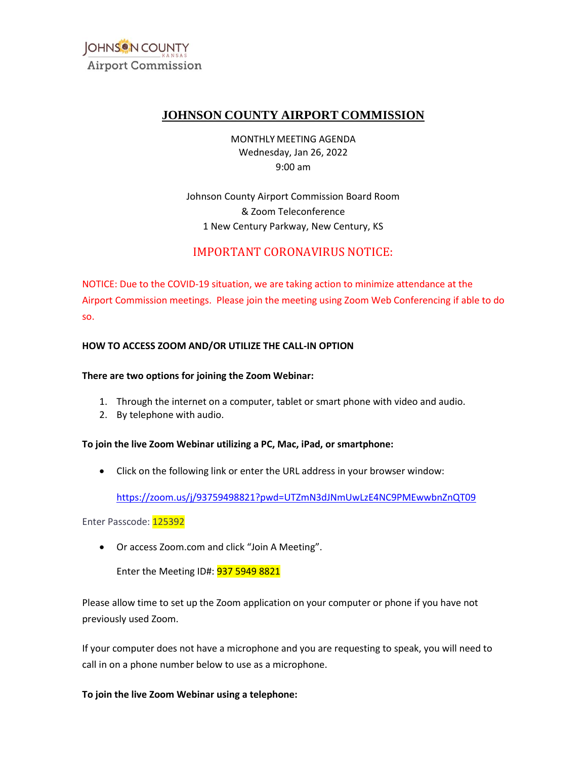JOHNSON COUNTY
KANSAS
Airport Commission

# JOHNSON COUNTY AIRPORT COMMISSION

MONTHLY MEETING AGENDA
Wednesday, Jan 26, 2022
9:00 am

Johnson County Airport Commission Board Room
& Zoom Teleconference
1 New Century Parkway, New Century, KS

## IMPORTANT CORONAVIRUS NOTICE:

NOTICE: Due to the COVID-19 situation, we are taking action to minimize attendance at the Airport Commission meetings. Please join the meeting using Zoom Web Conferencing if able to do so.

**HOW TO ACCESS ZOOM AND/OR UTILIZE THE CALL-IN OPTION**

**There are two options for joining the Zoom Webinar:**

1. Through the internet on a computer, tablet or smart phone with video and audio.
2. By telephone with audio.

**To join the live Zoom Webinar utilizing a PC, Mac, iPad, or smartphone:**

- Click on the following link or enter the URL address in your browser window:

  https://zoom.us/j/93759498821?pwd=UTZmN3dJNmUwLzE4NC9PMEwwbnZnQT09

Enter Passcode: 125392

- Or access Zoom.com and click "Join A Meeting".

  Enter the Meeting ID#: 937 5949 8821

Please allow time to set up the Zoom application on your computer or phone if you have not previously used Zoom.

If your computer does not have a microphone and you are requesting to speak, you will need to call in on a phone number below to use as a microphone.

**To join the live Zoom Webinar using a telephone:**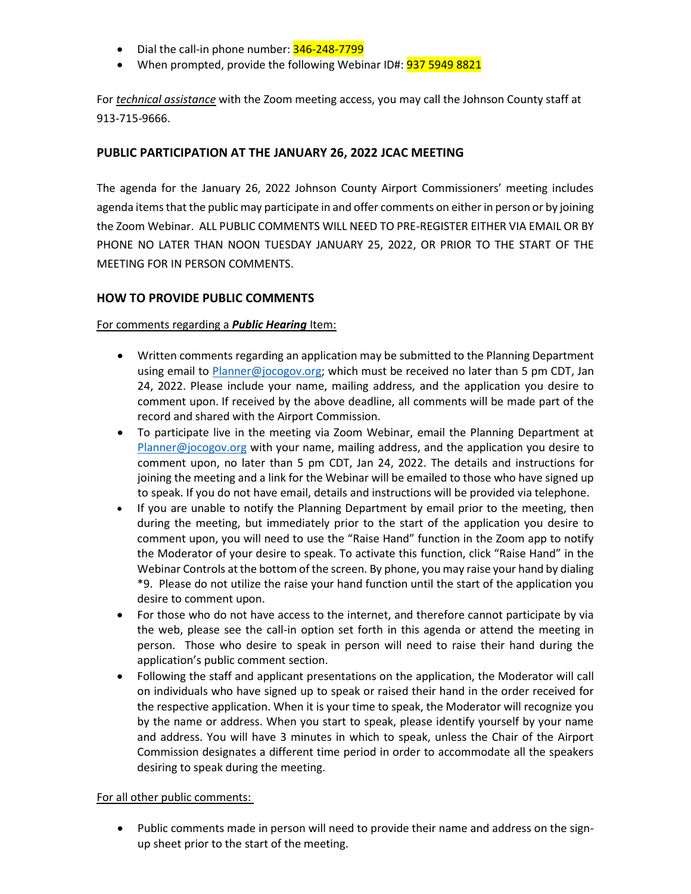- Dial the call-in phone number: 346-248-7799
- When prompted, provide the following Webinar ID#: 937 5949 8821

For ***technical assistance*** with the Zoom meeting access, you may call the Johnson County staff at 913-715-9666.

## PUBLIC PARTICIPATION AT THE JANUARY 26, 2022 JCAC MEETING

The agenda for the January 26, 2022 Johnson County Airport Commissioners' meeting includes agenda items that the public may participate in and offer comments on either in person or by joining the Zoom Webinar. ALL PUBLIC COMMENTS WILL NEED TO PRE-REGISTER EITHER VIA EMAIL OR BY PHONE NO LATER THAN NOON TUESDAY JANUARY 25, 2022, OR PRIOR TO THE START OF THE MEETING FOR IN PERSON COMMENTS.

## HOW TO PROVIDE PUBLIC COMMENTS

For comments regarding a ***Public Hearing*** Item:

- Written comments regarding an application may be submitted to the Planning Department using email to Planner@jocogov.org; which must be received no later than 5 pm CDT, Jan 24, 2022. Please include your name, mailing address, and the application you desire to comment upon. If received by the above deadline, all comments will be made part of the record and shared with the Airport Commission.
- To participate live in the meeting via Zoom Webinar, email the Planning Department at Planner@jocogov.org with your name, mailing address, and the application you desire to comment upon, no later than 5 pm CDT, Jan 24, 2022. The details and instructions for joining the meeting and a link for the Webinar will be emailed to those who have signed up to speak. If you do not have email, details and instructions will be provided via telephone.
- If you are unable to notify the Planning Department by email prior to the meeting, then during the meeting, but immediately prior to the start of the application you desire to comment upon, you will need to use the "Raise Hand" function in the Zoom app to notify the Moderator of your desire to speak. To activate this function, click "Raise Hand" in the Webinar Controls at the bottom of the screen. By phone, you may raise your hand by dialing *9. Please do not utilize the raise your hand function until the start of the application you desire to comment upon.
- For those who do not have access to the internet, and therefore cannot participate by via the web, please see the call-in option set forth in this agenda or attend the meeting in person. Those who desire to speak in person will need to raise their hand during the application's public comment section.
- Following the staff and applicant presentations on the application, the Moderator will call on individuals who have signed up to speak or raised their hand in the order received for the respective application. When it is your time to speak, the Moderator will recognize you by the name or address. When you start to speak, please identify yourself by your name and address. You will have 3 minutes in which to speak, unless the Chair of the Airport Commission designates a different time period in order to accommodate all the speakers desiring to speak during the meeting.

For all other public comments:

- Public comments made in person will need to provide their name and address on the sign-up sheet prior to the start of the meeting.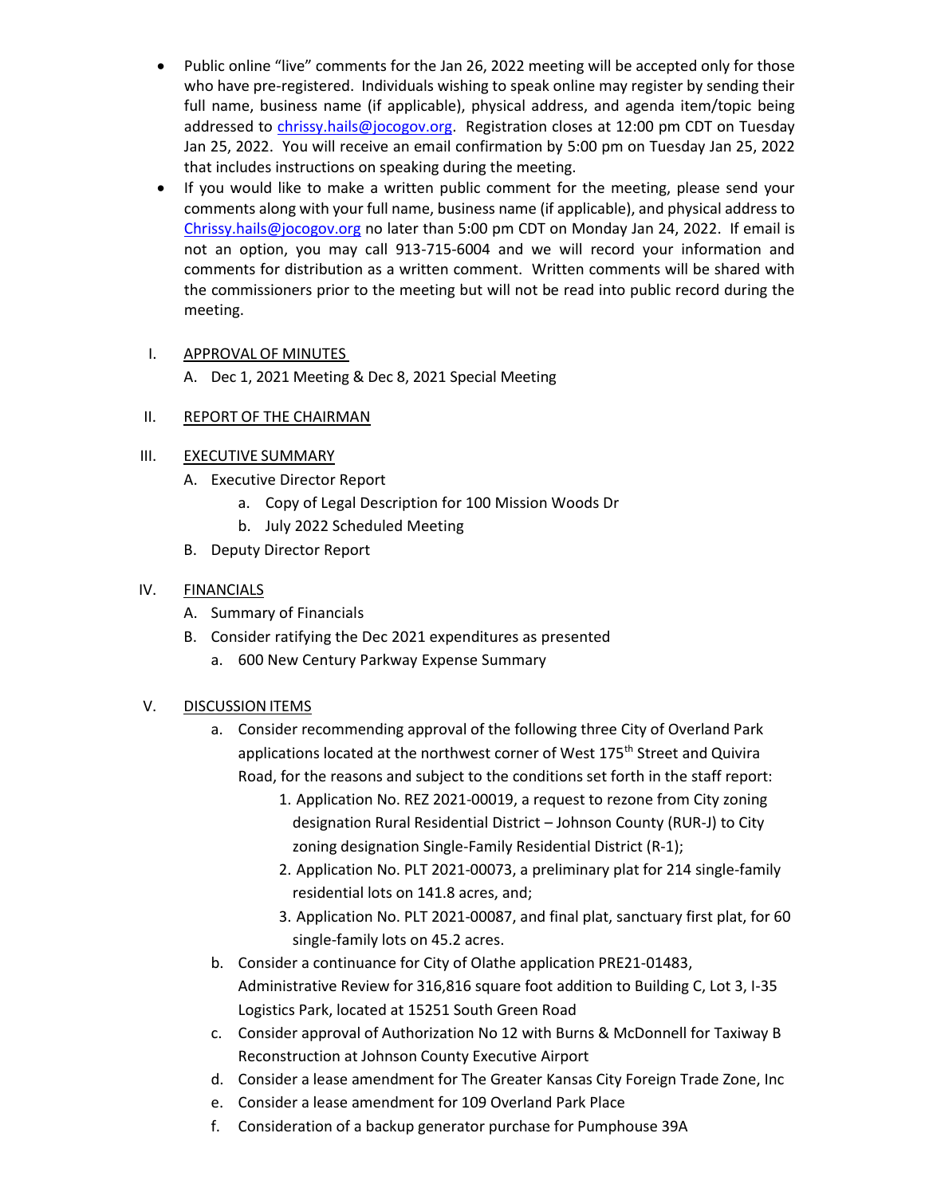- Public online "live" comments for the Jan 26, 2022 meeting will be accepted only for those who have pre-registered. Individuals wishing to speak online may register by sending their full name, business name (if applicable), physical address, and agenda item/topic being addressed to chrissy.hails@jocogov.org. Registration closes at 12:00 pm CDT on Tuesday Jan 25, 2022. You will receive an email confirmation by 5:00 pm on Tuesday Jan 25, 2022 that includes instructions on speaking during the meeting.
- If you would like to make a written public comment for the meeting, please send your comments along with your full name, business name (if applicable), and physical address to Chrissy.hails@jocogov.org no later than 5:00 pm CDT on Monday Jan 24, 2022. If email is not an option, you may call 913-715-6004 and we will record your information and comments for distribution as a written comment. Written comments will be shared with the commissioners prior to the meeting but will not be read into public record during the meeting.

I. APPROVAL OF MINUTES
   A. Dec 1, 2021 Meeting & Dec 8, 2021 Special Meeting

II. REPORT OF THE CHAIRMAN

III. EXECUTIVE SUMMARY
   A. Executive Director Report
      a. Copy of Legal Description for 100 Mission Woods Dr
      b. July 2022 Scheduled Meeting
   B. Deputy Director Report

IV. FINANCIALS
   A. Summary of Financials
   B. Consider ratifying the Dec 2021 expenditures as presented
      a. 600 New Century Parkway Expense Summary

V. DISCUSSION ITEMS
   a. Consider recommending approval of the following three City of Overland Park applications located at the northwest corner of West 175th Street and Quivira Road, for the reasons and subject to the conditions set forth in the staff report:
      1. Application No. REZ 2021-00019, a request to rezone from City zoning designation Rural Residential District – Johnson County (RUR-J) to City zoning designation Single-Family Residential District (R-1);
      2. Application No. PLT 2021-00073, a preliminary plat for 214 single-family residential lots on 141.8 acres, and;
      3. Application No. PLT 2021-00087, and final plat, sanctuary first plat, for 60 single-family lots on 45.2 acres.
   b. Consider a continuance for City of Olathe application PRE21-01483, Administrative Review for 316,816 square foot addition to Building C, Lot 3, I-35 Logistics Park, located at 15251 South Green Road
   c. Consider approval of Authorization No 12 with Burns & McDonnell for Taxiway B Reconstruction at Johnson County Executive Airport
   d. Consider a lease amendment for The Greater Kansas City Foreign Trade Zone, Inc
   e. Consider a lease amendment for 109 Overland Park Place
   f. Consideration of a backup generator purchase for Pumphouse 39A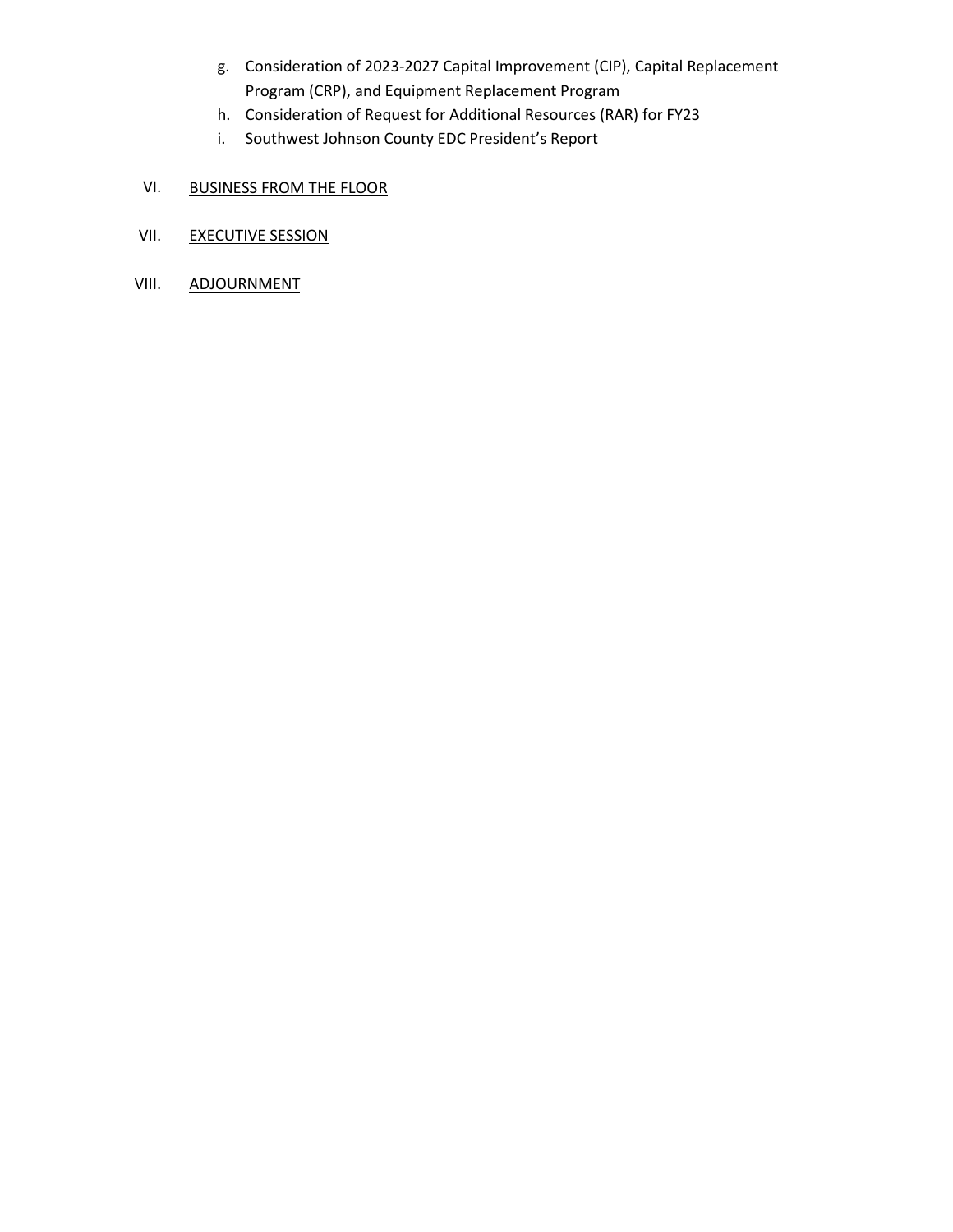g. Consideration of 2023-2027 Capital Improvement (CIP), Capital Replacement Program (CRP), and Equipment Replacement Program
h. Consideration of Request for Additional Resources (RAR) for FY23
i. Southwest Johnson County EDC President's Report

VI. BUSINESS FROM THE FLOOR

VII. EXECUTIVE SESSION

VIII. ADJOURNMENT